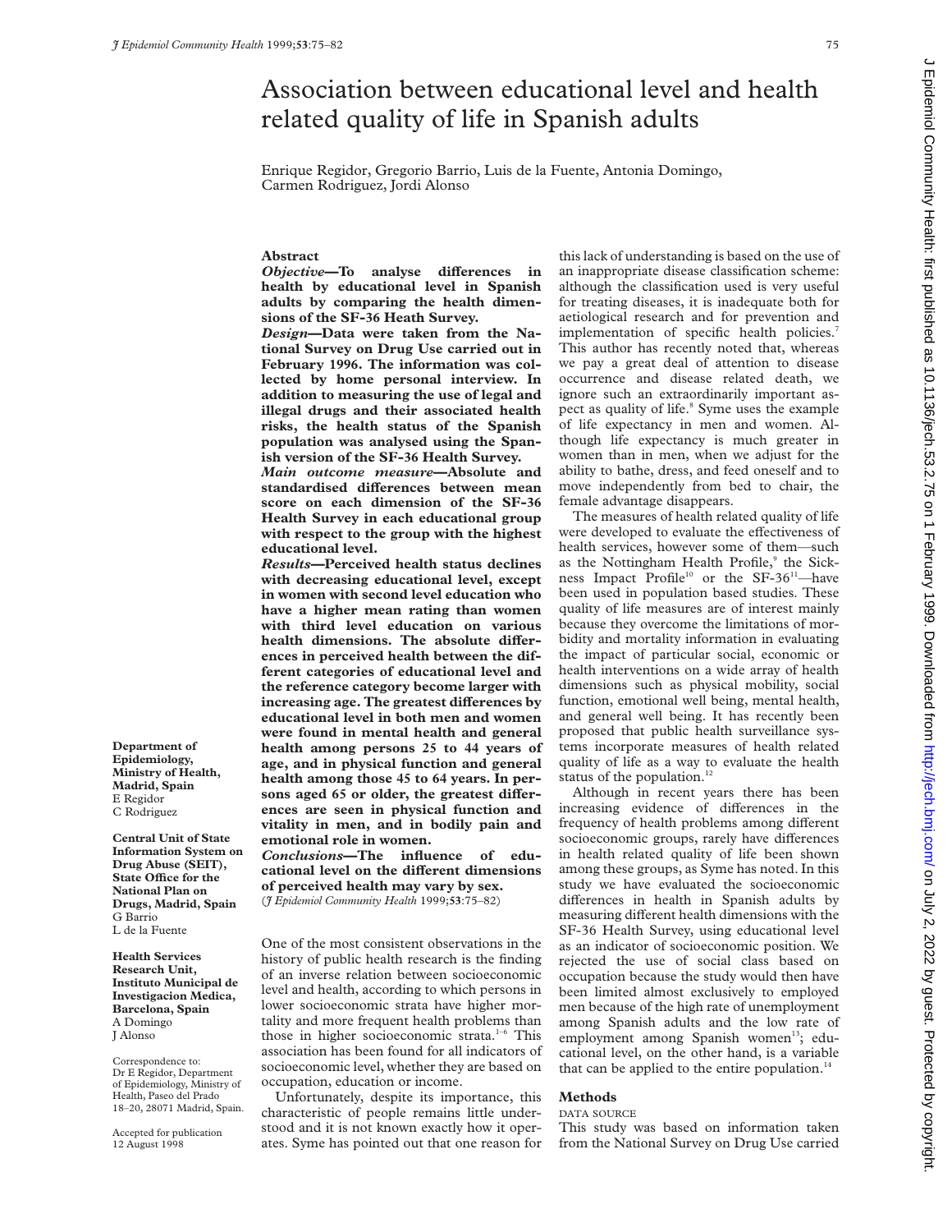# Association between educational level and health related quality of life in Spanish adults

Enrique Regidor, Gregorio Barrio, Luis de la Fuente, Antonia Domingo, Carmen Rodriguez, Jordi Alonso

**Department of Epidemiology, Ministry of Health, Madrid, Spain**
E Regidor
C Rodriguez

**Central Unit of State Information System on Drug Abuse (SEIT), State Office for the National Plan on Drugs, Madrid, Spain**
G Barrio
L de la Fuente

**Health Services Research Unit, Instituto Municipal de Investigacion Medica, Barcelona, Spain**
A Domingo
J Alonso

Correspondence to: Dr E Regidor, Department of Epidemiology, Ministry of Health, Paseo del Prado 18–20, 28071 Madrid, Spain.

Accepted for publication 12 August 1998

## Abstract

***Objective*—To analyse differences in health by educational level in Spanish adults by comparing the health dimensions of the SF-36 Heath Survey.**

***Design*—Data were taken from the National Survey on Drug Use carried out in February 1996. The information was collected by home personal interview. In addition to measuring the use of legal and illegal drugs and their associated health risks, the health status of the Spanish population was analysed using the Spanish version of the SF-36 Health Survey.**

***Main outcome measure*—Absolute and standardised differences between mean score on each dimension of the SF-36 Health Survey in each educational group with respect to the group with the highest educational level.**

***Results*—Perceived health status declines with decreasing educational level, except in women with second level education who have a higher mean rating than women with third level education on various health dimensions. The absolute differences in perceived health between the different categories of educational level and the reference category become larger with increasing age. The greatest differences by educational level in both men and women were found in mental health and general health among persons 25 to 44 years of age, and in physical function and general health among those 45 to 64 years. In persons aged 65 or older, the greatest differences are seen in physical function and vitality in men, and in bodily pain and emotional role in women.**

***Conclusions*—The influence of educational level on the different dimensions of perceived health may vary by sex.**

(*J Epidemiol Community Health* 1999;**53**:75–82)

One of the most consistent observations in the history of public health research is the finding of an inverse relation between socioeconomic level and health, according to which persons in lower socioeconomic strata have higher mortality and more frequent health problems than those in higher socioeconomic strata.[1–6] This association has been found for all indicators of socioeconomic level, whether they are based on occupation, education or income.

Unfortunately, despite its importance, this characteristic of people remains little understood and it is not known exactly how it operates. Syme has pointed out that one reason for this lack of understanding is based on the use of an inappropriate disease classification scheme: although the classification used is very useful for treating diseases, it is inadequate both for aetiological research and for prevention and implementation of specific health policies.[7] This author has recently noted that, whereas we pay a great deal of attention to disease occurrence and disease related death, we ignore such an extraordinarily important aspect as quality of life.[8] Syme uses the example of life expectancy in men and women. Although life expectancy is much greater in women than in men, when we adjust for the ability to bathe, dress, and feed oneself and to move independently from bed to chair, the female advantage disappears.

The measures of health related quality of life were developed to evaluate the effectiveness of health services, however some of them—such as the Nottingham Health Profile,[9] the Sickness Impact Profile[10] or the SF-36[11]—have been used in population based studies. These quality of life measures are of interest mainly because they overcome the limitations of morbidity and mortality information in evaluating the impact of particular social, economic or health interventions on a wide array of health dimensions such as physical mobility, social function, emotional well being, mental health, and general well being. It has recently been proposed that public health surveillance systems incorporate measures of health related quality of life as a way to evaluate the health status of the population.[12]

Although in recent years there has been increasing evidence of differences in the frequency of health problems among different socioeconomic groups, rarely have differences in health related quality of life been shown among these groups, as Syme has noted. In this study we have evaluated the socioeconomic differences in health in Spanish adults by measuring different health dimensions with the SF-36 Health Survey, using educational level as an indicator of socioeconomic position. We rejected the use of social class based on occupation because the study would then have been limited almost exclusively to employed men because of the high rate of unemployment among Spanish adults and the low rate of employment among Spanish women[13]; educational level, on the other hand, is a variable that can be applied to the entire population.[14]

## Methods

### DATA SOURCE

This study was based on information taken from the National Survey on Drug Use carried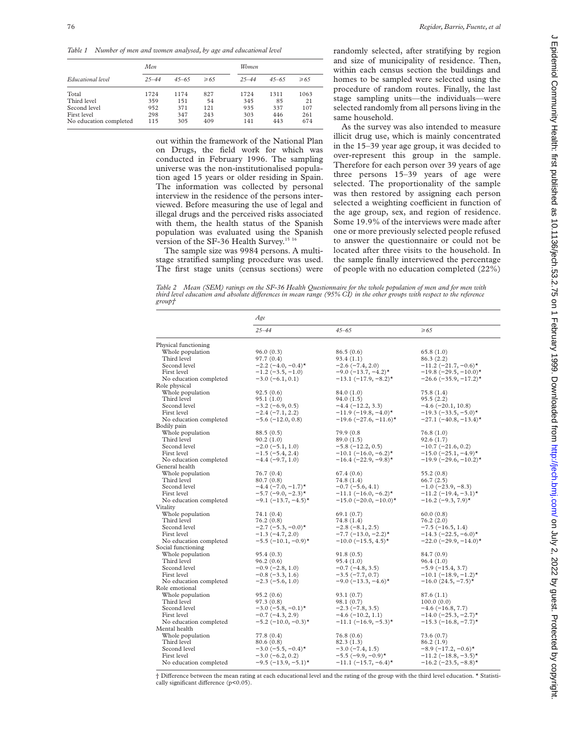*Table 1 Number of men and women analysed, by age and educational level*

| Educational level | Men 25–44 | Men 45–65 | Men ≥65 | Women 25–44 | Women 45–65 | Women ≥65 |
|---|---|---|---|---|---|---|
| Total | 1724 | 1174 | 827 | 1724 | 1311 | 1063 |
| Third level | 359 | 151 | 54 | 345 | 85 | 21 |
| Second level | 952 | 371 | 121 | 935 | 337 | 107 |
| First level | 298 | 347 | 243 | 303 | 446 | 261 |
| No education completed | 115 | 305 | 409 | 141 | 443 | 674 |

out within the framework of the National Plan on Drugs, the field work for which was conducted in February 1996. The sampling universe was the non-institutionalised population aged 15 years or older residing in Spain. The information was collected by personal interview in the residence of the persons interviewed. Before measuring the use of legal and illegal drugs and the perceived risks associated with them, the health status of the Spanish population was evaluated using the Spanish version of the SF-36 Health Survey.[15 16]

The sample size was 9984 persons. A multistage stratified sampling procedure was used. The first stage units (census sections) were randomly selected, after stratifying by region and size of municipality of residence. Then, within each census section the buildings and homes to be sampled were selected using the procedure of random routes. Finally, the last stage sampling units—the individuals—were selected randomly from all persons living in the same household.

As the survey was also intended to measure illicit drug use, which is mainly concentrated in the 15–39 year age group, it was decided to over-represent this group in the sample. Therefore for each person over 39 years of age three persons 15–39 years of age were selected. The proportionality of the sample was then restored by assigning each person selected a weighting coefficient in function of the age group, sex, and region of residence. Some 19.9% of the interviews were made after one or more previously selected people refused to answer the questionnaire or could not be located after three visits to the household. In the sample finally interviewed the percentage of people with no education completed (22%)

*Table 2 Mean (SEM) ratings on the SF-36 Health Questionnaire for the whole population of men and for men with third level education and absolute differences in mean range (95% CI) in the other groups with respect to the reference group†*

| | Age 25–44 | 45–65 | ≥65 |
|---|---|---|---|
| **Physical functioning** | | | |
| Whole population | 96.0 (0.3) | 86.5 (0.6) | 65.8 (1.0) |
| Third level | 97.7 (0.4) | 93.4 (1.1) | 86.3 (2.2) |
| Second level | −2.2 (−4.0, −0.4)* | −2.6 (−7.4, 2.0) | −11.2 (−21.7, −0.6)* |
| First level | −1.2 (−3.5, −1.0) | −9.0 (−13.7, −4.2)* | −19.8 (−29.5, −10.0)* |
| No education completed | −3.0 (−6.1, 0.1) | −13.1 (−17.9, −8.2)* | −26.6 (−35.9, −17.2)* |
| **Role physical** | | | |
| Whole population | 92.5 (0.6) | 84.0 (1.0) | 75.8 (1.4) |
| Third level | 95.1 (1.0) | 94.0 (1.5) | 95.5 (2.2) |
| Second level | −3.2 (−6.9, 0.5) | −4.4 (−12.2, 3.3) | −4.6 (−20.1, 10.8) |
| First level | −2.4 (−7.1, 2.2) | −11.9 (−19.8, −4.0)* | −19.3 (−33.5, −5.0)* |
| No education completed | −5.6 (−12.0, 0.8) | −19.6 (−27.6, −11.6)* | −27.1 (−40.8, −13.4)* |
| **Bodily pain** | | | |
| Whole population | 88.5 (0.5) | 79.9 (0.8 | 76.8 (1.0) |
| Third level | 90.2 (1.0) | 89.0 (1.5) | 92.6 (1.7) |
| Second level | −2.0 (−5.1, 1.0) | −5.8 (−12.2, 0.5) | −10.7 (−21.6, 0.2) |
| First level | −1.5 (−5.4, 2.4) | −10.1 (−16.0, −6.2)* | −15.0 (−25.1, −4.9)* |
| No education completed | −4.4 (−9.7, 1.0) | −16.4 (−22.9, −9.8)* | −19.9 (−29.6, −10.2)* |
| **General health** | | | |
| Whole population | 76.7 (0.4) | 67.4 (0.6) | 55.2 (0.8) |
| Third level | 80.7 (0.8) | 74.8 (1.4) | 66.7 (2.5) |
| Second level | −4.4 (−7.0, −1.7)* | −0.7 (−5.6, 4.1) | −1.0 (−23.9, −8.3) |
| First level | −5.7 (−9.0, −2.3)* | −11.1 (−16.0, −6.2)* | −11.2 (−19.4, −3.1)* |
| No education completed | −9.1 (−13.7, −4.5)* | −15.0 (−20.0, −10.0)* | −16.2 (−9.3, 7.9)* |
| **Vitality** | | | |
| Whole population | 74.1 (0.4) | 69.1 (0.7) | 60.0 (0.8) |
| Third level | 76.2 (0.8) | 74.8 (1.4) | 76.2 (2.0) |
| Second level | −2.7 (−5.3, −0.0)* | −2.8 (−8.1, 2.5) | −7.5 (−16.5, 1.4) |
| First level | −1.3 (−4.7, 2.0) | −7.7 (−13.0, −2.2)* | −14.3 (−22.5, −6.0)* |
| No education completed | −5.5 (−10.1, −0.9)* | −10.0 (−15.5, 4.5)* | −22.0 (−29.9, −14.0)* |
| **Social functioning** | | | |
| Whole population | 95.4 (0.3) | 91.8 (0.5) | 84.7 (0.9) |
| Third level | 96.2 (0.6) | 95.4 (1.0) | 96.4 (1.0) |
| Second level | −0.9 (−2.8, 1.0) | −0.7 (−4.8, 3.5) | −5.9 (−15.4, 3.7) |
| First level | −0.8 (−3.3, 1.6) | −3.5 (−7.7, 0.7) | −10.1 (−18.9, −1.2)* |
| No education completed | −2.3 (−5.6, 1.0) | −9.0 (−13.3, −4.6)* | −16.0 (24.5, −7.5)* |
| **Role emotional** | | | |
| Whole population | 95.2 (0.6) | 93.1 (0.7) | 87.6 (1.1) |
| Third level | 97.3 (0.8) | 98.1 (0.7) | 100.0 (0.0) |
| Second level | −3.0 (−5.8, −0.1)* | −2.3 (−7.8, 3.5) | −4.6 (−16.8, 7.7) |
| First level | −0.7 (−4.3, 2.9) | −4.6 (−10.2, 1.1) | −14.0 (−25.3, −2.7)* |
| No education completed | −5.2 (−10.0, −0.3)* | −11.1 (−16.9, −5.3)* | −15.3 (−16.8, −7.7)* |
| **Mental health** | | | |
| Whole population | 77.8 (0.4) | 76.8 (0.6) | 73.6 (0.7) |
| Third level | 80.6 (0.8) | 82.3 (1.3) | 86.2 (1.9) |
| Second level | −3.0 (−5.5, −0.4)* | −3.0 (−7.4, 1.5) | −8.9 (−17.2, −0.6)* |
| First level | −3.0 (−6.2, 0.2) | −5.5 (−9.9, −0.9)* | −11.2 (−18.8, −3.5)* |
| No education completed | −9.5 (−13.9, −5.1)* | −11.1 (−15.7, −6.4)* | −16.2 (−23.5, −8.8)* |

† Difference between the mean rating at each educational level and the rating of the group with the third level education. * Statistically significant difference ($p<0.05$).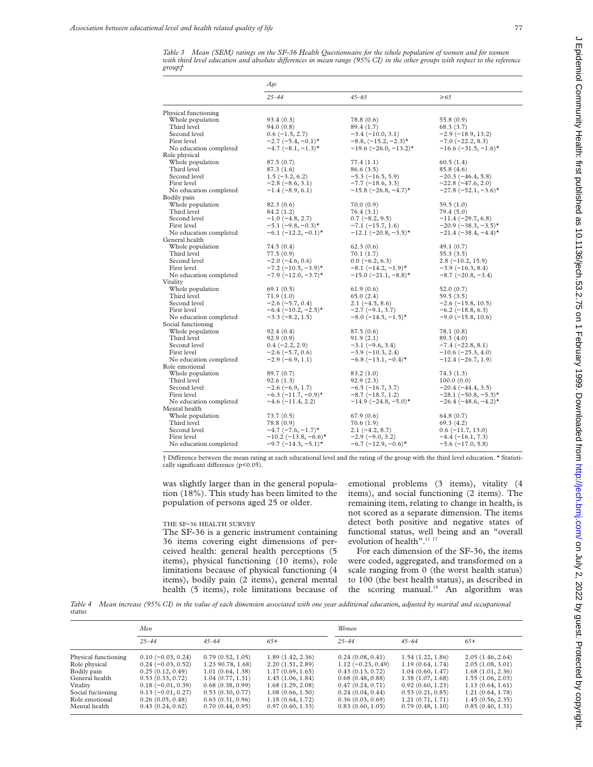*Table 3 Mean (SEM) ratings on the SF-36 Health Questionnaire for the whole population of women and for women with third level education and absolute differences in mean range (95% CI) in the other groups with respect to the reference group†*

| | Age | | |
|---|---|---|---|
| | 25–44 | 45–65 | ≥65 |
| **Physical functioning** | | | |
| Whole population | 93.4 (0.3) | 78.8 (0.6) | 55.8 (0.9) |
| Third level | 94.0 (0.8) | 89.4 (1.7) | 68.3 (3.7) |
| Second level | 0.6 (−1.5, 2.7) | −3.4 (−10.0, 3.1) | −2.9 (−18.9, 13.2) |
| First level | −2.7 (−5.4, −0.1)* | −8.8, (−15.2, −2.3)* | −7.0 (−22.2, 8.3) |
| No education completed | −4.7 (−8.1, −1.3)* | −19.6 (−26.0, −13.2)* | −16.6 (−31.5, −1.6)* |
| **Role physical** | | | |
| Whole population | 87.5 (0.7) | 77.4 (1.1) | 60.5 (1.4) |
| Third level | 87.3 (1.6) | 86.6 (3.5) | 85.8 (4.6) |
| Second level | 1.5 (−3.2, 6.2) | −5.3 (−16.5, 5.9) | −20.3 (−46.4, 5.8) |
| First level | −2.8 (−8.6, 3.1) | −7.7 (−18.6, 3.3) | −22.8 (−47.6, 2.0) |
| No education completed | −1.4 (−8.9, 6.1) | −15.8 (−26.8, −4.7)* | −27.8 (−52.1, −3.6)* |
| **Bodily pain** | | | |
| Whole population | 82.3 (0.6) | 70.0 (0.9) | 59.5 (1.0) |
| Third level | 84.2 (1.2) | 76.4 (3.1) | 79.4 (5.0) |
| Second level | −1.0 (−4.8, 2.7) | 0.7 (−8.2, 9.5) | −11.4 (−29.7, 6.8) |
| First level | −5.1 (−9.8, −0.3)* | −7.1 (−15.7, 1.6) | −20.9 (−38.3, −3.5)* |
| No education completed | −6.1 (−12.2, −0.1)* | −12.1 (−20.8, −3.5)* | −21.4 (−38.4, −4.4)* |
| **General health** | | | |
| Whole population | 74.5 (0.4) | 62.3 (0.6) | 49.1 (0.7) |
| Third level | 77.5 (0.9) | 70.1 (1.7) | 55.3 (3.5) |
| Second level | −2.0 (−4.6, 0.6) | 0.0 (−6.2, 6.3) | 2.8 (−10.2, 15.9) |
| First level | −7.2 (−10.5, −3.9)* | −8.1 (−14.2, −1.9)* | −3.9 (−16.3, 8.4) |
| No education completed | −7.9 (−12.0, −3.7)* | −15.0 (−21.1, −8.8)* | −8.7 (−20.8, −3.4) |
| **Vitality** | | | |
| Whole population | 69.1 (0.5) | 61.9 (0.6) | 52.0 (0.7) |
| Third level | 71.9 (1.0) | 65.0 (2.4) | 59.5 (3.5) |
| Second level | −2.6 (−5.7, 0.4) | 2.1 (−4.5, 8.6) | −2.6 (−15.8, 10.5) |
| First level | −6.4 (−10.2, −2.5)* | −2.7 (−9.1, 3.7) | −6.2 (−18.8, 6.3) |
| No education completed | −3.3 (−8.2, 1.5) | −8.0 (−14.5, −1.5)* | −9.0 (−15.8, 10.6) |
| **Social functioning** | | | |
| Whole population | 92.4 (0.4) | 87.5 (0.6) | 78.1 (0.8) |
| Third level | 92.9 (0.9) | 91.9 (2.1) | 89.3 (4.0) |
| Second level | 0.4 (−2.2, 2.9) | −3.1 (−9.6, 3.4) | −7.4 (−22.8, 8.1) |
| First level | −2.6 (−5.7, 0.6) | −3.9 (−10.3, 2.4) | −10.6 (−25.3, 4.0) |
| No education completed | −2.9 (−6.9, 1.1) | −6.8 (−13.1, −0.4)* | −12.4 (−26.7, 1.9) |
| **Role emotional** | | | |
| Whole population | 89.7 (0.7) | 83.2 (1.0) | 74.3 (1.3) |
| Third level | 92.6 (1.3) | 92.9 (2.3) | 100.0 (0.0) |
| Second level | −2.6 (−6.9, 1.7) | −6.5 (−16.7, 3.7) | −20.4 (−44.4, 3.5) |
| First level | −6.3 (−11.7, −0.9)* | −8.7 (−18.7, 1.2) | −28.1 (−50.8, −5.3)* |
| No education completed | −4.6 (−11.4, 2.2) | −14.9 (−24.8, −5.0)* | −26.4 (−48.6, −4.2)* |
| **Mental health** | | | |
| Whole population | 73.7 (0.5) | 67.9 (0.6) | 64.8 (0.7) |
| Third level | 78.8 (0.9) | 70.6 (1.9) | 69.3 (4.2) |
| Second level | −4.7 (−7.6, −1.7)* | 2.1 (−4.2, 8.7) | 0.6 (−11.7, 13.0) |
| First level | −10.2 (−13.8, −6.6)* | −2.9 (−9.0, 3.2) | −4.4 (−16.1, 7.3) |
| No education completed | −9.7 (−14.3, −5.1)* | −6.7 (−12.9, −0.6)* | −5.6 (−17.0, 5.8) |

† Difference between the mean rating at each educational level and the rating of the group with the third level education. * Statistically significant difference ($p<0.05$).

was slightly larger than in the general population (18%). This study has been limited to the population of persons aged 25 or older.

### THE SF-36 HEALTH SURVEY

The SF-36 is a generic instrument containing 36 items covering eight dimensions of perceived health: general health perceptions (5 items), physical functioning (10 items), role limitations because of physical functioning (4 items), bodily pain (2 items), general mental health (5 items), role limitations because of emotional problems (3 items), vitality (4 items), and social functioning (2 items). The remaining item, relating to change in health, is not scored as a separate dimension. The items detect both positive and negative states of functional status, well being and an "overall evolution of health".[11 17]

For each dimension of the SF-36, the items were coded, aggregated, and transformed on a scale ranging from 0 (the worst health status) to 100 (the best health status), as described in the scoring manual.[18] An algorithm was

*Table 4 Mean increase (95% CI) in the value of each dimension associated with one year additional education, adjusted by marital and occupational status*

| | Men | | | Women | | |
|---|---|---|---|---|---|---|
| | 25–44 | 45–64 | 65+ | 25–44 | 45–64 | 65+ |
| Physical functioning | 0.10 (−0.03, 0.24) | 0.79 (0.52, 1.05) | 1.89 (1.42, 2.36) | 0.24 (0.08, 0.41) | 1.54 (1.22, 1.86) | 2.05 (1.46, 2.64) |
| Role physical | 0.24 (−0.03, 0.52) | 1.23 90.78, 1.68) | 2.20 (1.51, 2.89) | 1.12 (−0.23, 0.49) | 1.19 (0.64, 1.74) | 2.05 (1.08, 3.01) |
| Bodily pain | 0.25 (0.12, 0.49) | 1.01 (0.64, 1.38) | 1.17 (0.69, 1.65) | 0.43 (0.13, 0.72) | 1.04 (0.60, 1.47) | 1.68 (1.01, 2.36) |
| General health | 0.53 (0.33, 0.72) | 1.04 (0.77, 1.31) | 1.45 (1.06, 1.84) | 0.68 (0.48, 0.88) | 1.38 (1.07, 1.68) | 1.55 (1.06, 2.03) |
| Vitality | 0.18 (−0.01, 0.39) | 0.68 (0.38, 0.99) | 1.68 (1.29, 2.08) | 0.47 (0.24, 0.71) | 0.92 (0.60, 1.23) | 1.13 (0.64, 1.61) |
| Social fuctioning | 0.13 (−0.01, 0.27) | 0.53 (0.30, 0.77) | 1.08 (0.66, 1.50) | 0.24 (0.04, 0.44) | 0.53 (0.21, 0.85) | 1.21 (0.64, 1.78) |
| Role emotional | 0.26 (0.05, 0.48) | 0.63 (0.31, 0.96) | 1.18 (0.64, 1.72) | 0.36 (0.03, 0.69) | 1.21 (0.71, 1.71) | 1.45 (0.56, 2.35) |
| Mental health | 0.43 (0.24, 0.62) | 0.70 (0.44, 0.95) | 0.97 (0.60, 1.33) | 0.83 (0.60, 1.05) | 0.79 (0.48, 1.10) | 0.85 (0.40, 1.31) |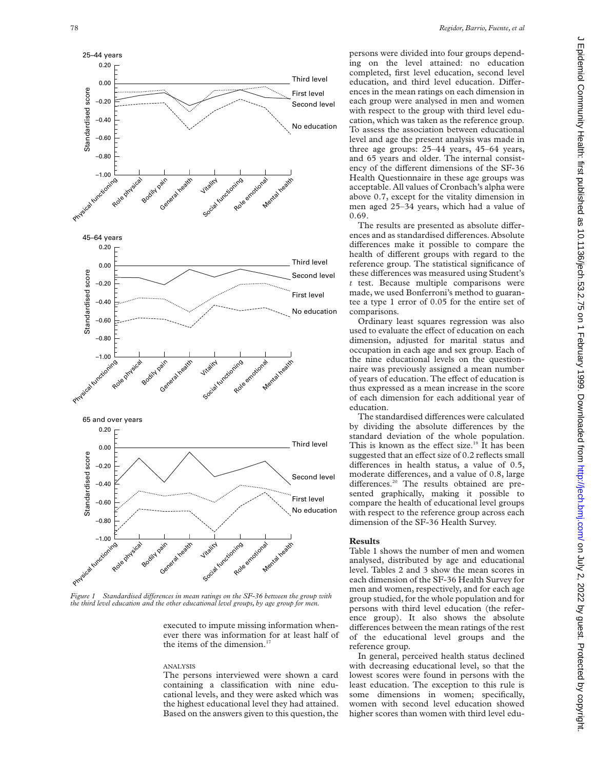Figure 1 Standardised differences in mean ratings on the SF-36 between the group with the third level education and the other educational level groups, by age group for men.

executed to impute missing information whenever there was information for at least half of the items of the dimension.[17]

ANALYSIS

The persons interviewed were shown a card containing a classification with nine educational levels, and they were asked which was the highest educational level they had attained. Based on the answers given to this question, the persons were divided into four groups depending on the level attained: no education completed, first level education, second level education, and third level education. Differences in the mean ratings on each dimension in each group were analysed in men and women with respect to the group with third level education, which was taken as the reference group. To assess the association between educational level and age the present analysis was made in three age groups: 25–44 years, 45–64 years, and 65 years and older. The internal consistency of the different dimensions of the SF-36 Health Questionnaire in these age groups was acceptable. All values of Cronbach's alpha were above 0.7, except for the vitality dimension in men aged 25–34 years, which had a value of 0.69.

The results are presented as absolute differences and as standardised differences. Absolute differences make it possible to compare the health of different groups with regard to the reference group. The statistical significance of these differences was measured using Student's *t* test. Because multiple comparisons were made, we used Bonferroni's method to guarantee a type 1 error of 0.05 for the entire set of comparisons.

Ordinary least squares regression was also used to evaluate the effect of education on each dimension, adjusted for marital status and occupation in each age and sex group. Each of the nine educational levels on the questionnaire was previously assigned a mean number of years of education. The effect of education is thus expressed as a mean increase in the score of each dimension for each additional year of education.

The standardised differences were calculated by dividing the absolute differences by the standard deviation of the whole population. This is known as the effect size.[19] It has been suggested that an effect size of 0.2 reflects small differences in health status, a value of 0.5, moderate differences, and a value of 0.8, large differences.[20] The results obtained are presented graphically, making it possible to compare the health of educational level groups with respect to the reference group across each dimension of the SF-36 Health Survey.

## Results

Table 1 shows the number of men and women analysed, distributed by age and educational level. Tables 2 and 3 show the mean scores in each dimension of the SF-36 Health Survey for men and women, respectively, and for each age group studied, for the whole population and for persons with third level education (the reference group). It also shows the absolute differences between the mean ratings of the rest of the educational level groups and the reference group.

In general, perceived health status declined with decreasing educational level, so that the lowest scores were found in persons with the least education. The exception to this rule is some dimensions in women; specifically, women with second level education showed higher scores than women with third level edu-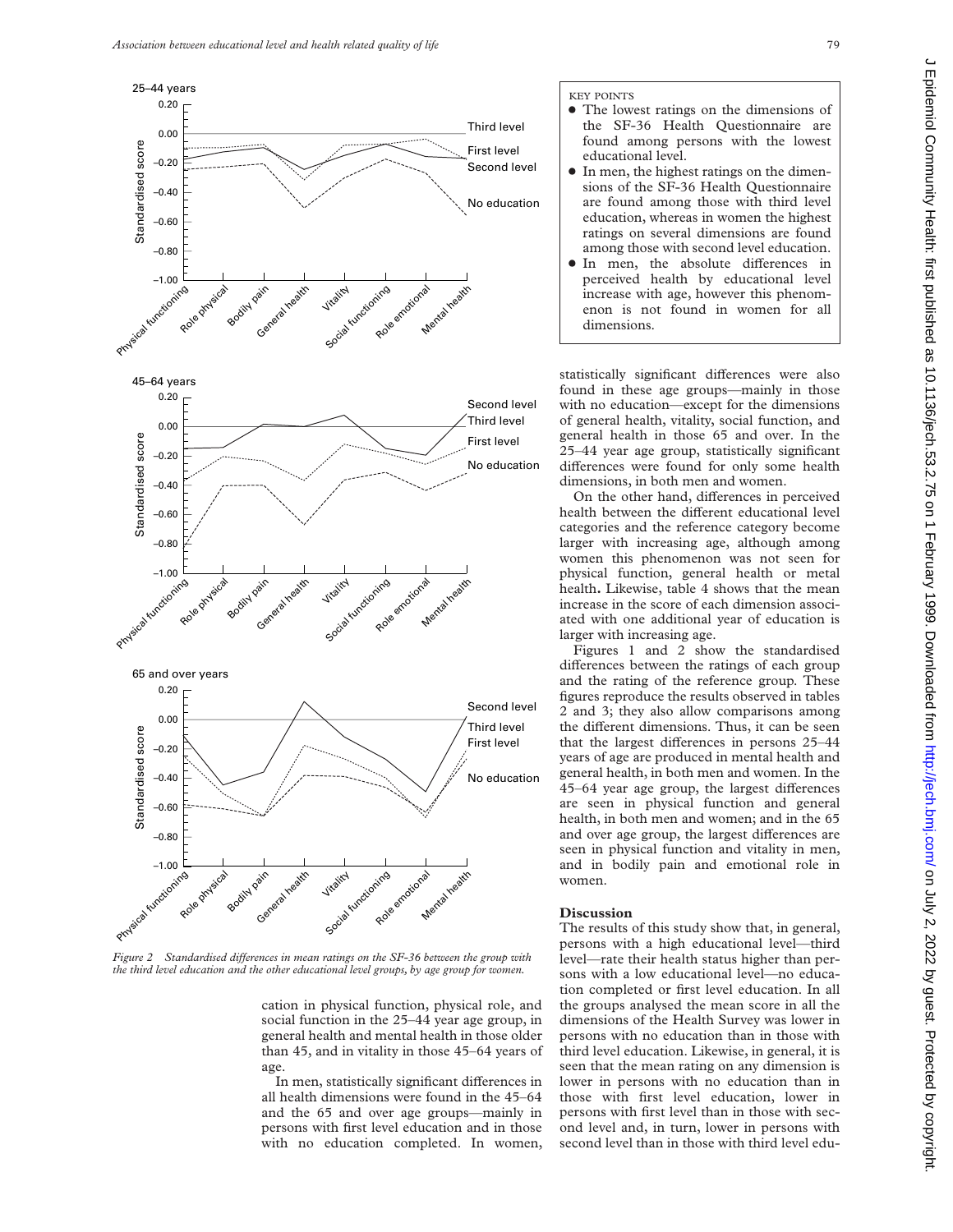Figure 2 Standardised differences in mean ratings on the SF-36 between the group with the third level education and the other educational level groups, by age group for women.

cation in physical function, physical role, and social function in the 25–44 year age group, in general health and mental health in those older than 45, and in vitality in those 45–64 years of age.

In men, statistically significant differences in all health dimensions were found in the 45–64 and the 65 and over age groups—mainly in persons with first level education and in those with no education completed. In women, statistically significant differences were also found in these age groups—mainly in those with no education—except for the dimensions of general health, vitality, social function, and general health in those 65 and over. In the 25–44 year age group, statistically significant differences were found for only some health dimensions, in both men and women.

On the other hand, differences in perceived health between the different educational level categories and the reference category become larger with increasing age, although among women this phenomenon was not seen for physical function, general health or metal health. Likewise, table 4 shows that the mean increase in the score of each dimension associated with one additional year of education is larger with increasing age.

Figures 1 and 2 show the standardised differences between the ratings of each group and the rating of the reference group. These figures reproduce the results observed in tables 2 and 3; they also allow comparisons among the different dimensions. Thus, it can be seen that the largest differences in persons 25–44 years of age are produced in mental health and general health, in both men and women. In the 45–64 year age group, the largest differences are seen in physical function and general health, in both men and women; and in the 65 and over age group, the largest differences are seen in physical function and vitality in men, and in bodily pain and emotional role in women.

KEY POINTS

- The lowest ratings on the dimensions of the SF-36 Health Questionnaire are found among persons with the lowest educational level.
- In men, the highest ratings on the dimensions of the SF-36 Health Questionnaire are found among those with third level education, whereas in women the highest ratings on several dimensions are found among those with second level education.
- In men, the absolute differences in perceived health by educational level increase with age, however this phenomenon is not found in women for all dimensions.

## Discussion

The results of this study show that, in general, persons with a high educational level—third level—rate their health status higher than persons with a low educational level—no education completed or first level education. In all the groups analysed the mean score in all the dimensions of the Health Survey was lower in persons with no education than in those with third level education. Likewise, in general, it is seen that the mean rating on any dimension is lower in persons with no education than in those with first level education, lower in persons with first level than in those with second level and, in turn, lower in persons with second level than in those with third level edu-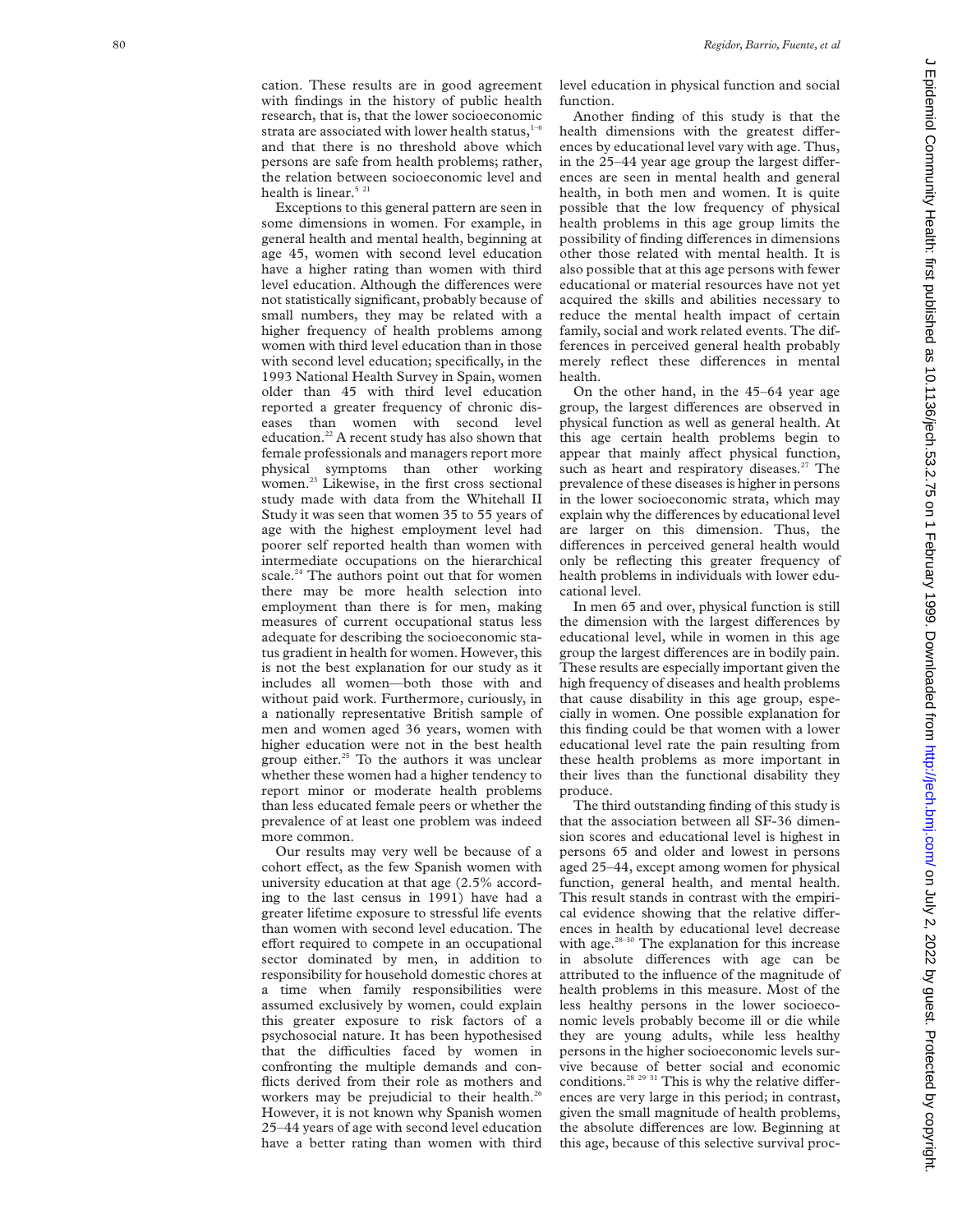cation. These results are in good agreement with findings in the history of public health research, that is, that the lower socioeconomic strata are associated with lower health status,[1–6] and that there is no threshold above which persons are safe from health problems; rather, the relation between socioeconomic level and health is linear.[5 21]

Exceptions to this general pattern are seen in some dimensions in women. For example, in general health and mental health, beginning at age 45, women with second level education have a higher rating than women with third level education. Although the differences were not statistically significant, probably because of small numbers, they may be related with a higher frequency of health problems among women with third level education than in those with second level education; specifically, in the 1993 National Health Survey in Spain, women older than 45 with third level education reported a greater frequency of chronic diseases than women with second level education.[22] A recent study has also shown that female professionals and managers report more physical symptoms than other working women.[23] Likewise, in the first cross sectional study made with data from the Whitehall II Study it was seen that women 35 to 55 years of age with the highest employment level had poorer self reported health than women with intermediate occupations on the hierarchical scale.[24] The authors point out that for women there may be more health selection into employment than there is for men, making measures of current occupational status less adequate for describing the socioeconomic status gradient in health for women. However, this is not the best explanation for our study as it includes all women—both those with and without paid work. Furthermore, curiously, in a nationally representative British sample of men and women aged 36 years, women with higher education were not in the best health group either.[25] To the authors it was unclear whether these women had a higher tendency to report minor or moderate health problems than less educated female peers or whether the prevalence of at least one problem was indeed more common.

Our results may very well be because of a cohort effect, as the few Spanish women with university education at that age (2.5% according to the last census in 1991) have had a greater lifetime exposure to stressful life events than women with second level education. The effort required to compete in an occupational sector dominated by men, in addition to responsibility for household domestic chores at a time when family responsibilities were assumed exclusively by women, could explain this greater exposure to risk factors of a psychosocial nature. It has been hypothesised that the difficulties faced by women in confronting the multiple demands and conflicts derived from their role as mothers and workers may be prejudicial to their health.[26] However, it is not known why Spanish women 25–44 years of age with second level education have a better rating than women with third level education in physical function and social function.

Another finding of this study is that the health dimensions with the greatest differences by educational level vary with age. Thus, in the 25–44 year age group the largest differences are seen in mental health and general health, in both men and women. It is quite possible that the low frequency of physical health problems in this age group limits the possibility of finding differences in dimensions other those related with mental health. It is also possible that at this age persons with fewer educational or material resources have not yet acquired the skills and abilities necessary to reduce the mental health impact of certain family, social and work related events. The differences in perceived general health probably merely reflect these differences in mental health.

On the other hand, in the 45–64 year age group, the largest differences are observed in physical function as well as general health. At this age certain health problems begin to appear that mainly affect physical function, such as heart and respiratory diseases.[27] The prevalence of these diseases is higher in persons in the lower socioeconomic strata, which may explain why the differences by educational level are larger on this dimension. Thus, the differences in perceived general health would only be reflecting this greater frequency of health problems in individuals with lower educational level.

In men 65 and over, physical function is still the dimension with the largest differences by educational level, while in women in this age group the largest differences are in bodily pain. These results are especially important given the high frequency of diseases and health problems that cause disability in this age group, especially in women. One possible explanation for this finding could be that women with a lower educational level rate the pain resulting from these health problems as more important in their lives than the functional disability they produce.

The third outstanding finding of this study is that the association between all SF-36 dimension scores and educational level is highest in persons 65 and older and lowest in persons aged 25–44, except among women for physical function, general health, and mental health. This result stands in contrast with the empirical evidence showing that the relative differences in health by educational level decrease with age.[28–30] The explanation for this increase in absolute differences with age can be attributed to the influence of the magnitude of health problems in this measure. Most of the less healthy persons in the lower socioeconomic levels probably become ill or die while they are young adults, while less healthy persons in the higher socioeconomic levels survive because of better social and economic conditions.[28 29 31] This is why the relative differences are very large in this period; in contrast, given the small magnitude of health problems, the absolute differences are low. Beginning at this age, because of this selective survival proc-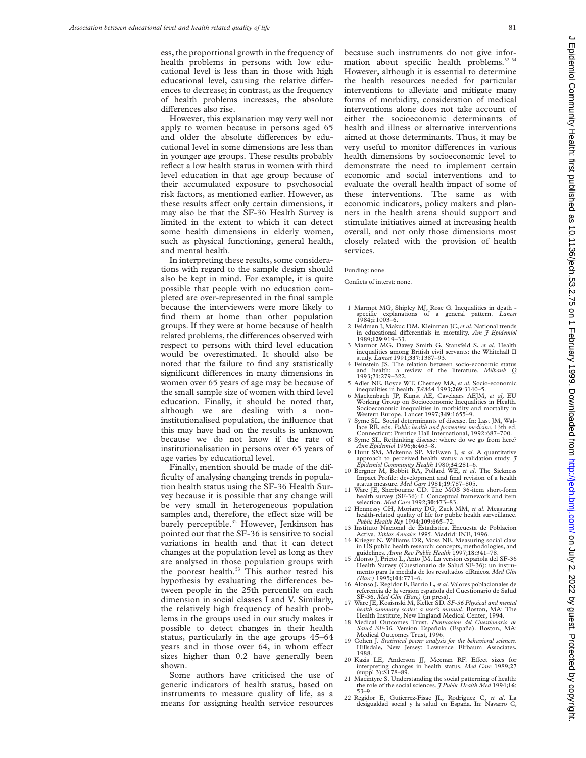ess, the proportional growth in the frequency of health problems in persons with low educational level is less than in those with high educational level, causing the relative differences to decrease; in contrast, as the frequency of health problems increases, the absolute differences also rise.

However, this explanation may very well not apply to women because in persons aged 65 and older the absolute differences by educational level in some dimensions are less than in younger age groups. These results probably reflect a low health status in women with third level education in that age group because of their accumulated exposure to psychosocial risk factors, as mentioned earlier. However, as these results affect only certain dimensions, it may also be that the SF-36 Health Survey is limited in the extent to which it can detect some health dimensions in elderly women, such as physical functioning, general health, and mental health.

In interpreting these results, some considerations with regard to the sample design should also be kept in mind. For example, it is quite possible that people with no education completed are over-represented in the final sample because the interviewers were more likely to find them at home than other population groups. If they were at home because of health related problems, the differences observed with respect to persons with third level education would be overestimated. It should also be noted that the failure to find any statistically significant differences in many dimensions in women over 65 years of age may be because of the small sample size of women with third level education. Finally, it should be noted that, although we are dealing with a non-institutionalised population, the influence that this may have had on the results is unknown because we do not know if the rate of institutionalisation in persons over 65 years of age varies by educational level.

Finally, mention should be made of the difficulty of analysing changing trends in population health status using the SF-36 Health Survey because it is possible that any change will be very small in heterogeneous population samples and, therefore, the effect size will be barely perceptible.[32] However, Jenkinson has pointed out that the SF-36 is sensitive to social variations in health and that it can detect changes at the population level as long as they are analysed in those population groups with the poorest health.[33] This author tested his hypothesis by evaluating the differences between people in the 25th percentile on each dimension in social classes I and V. Similarly, the relatively high frequency of health problems in the groups used in our study makes it possible to detect changes in their health status, particularly in the age groups 45–64 years and in those over 64, in whom effect sizes higher than 0.2 have generally been shown.

Some authors have criticised the use of generic indicators of health status, based on instruments to measure quality of life, as a means for assigning health service resources because such instruments do not give information about specific health problems.[32 34] However, although it is essential to determine the health resources needed for particular interventions to alleviate and mitigate many forms of morbidity, consideration of medical interventions alone does not take account of either the socioeconomic determinants of health and illness or alternative interventions aimed at those determinants. Thus, it may be very useful to monitor differences in various health dimensions by socioeconomic level to demonstrate the need to implement certain economic and social interventions and to evaluate the overall health impact of some of these interventions. The same as with economic indicators, policy makers and planners in the health arena should support and stimulate initiatives aimed at increasing health overall, and not only those dimensions most closely related with the provision of health services.

Funding: none.

Conficts of interst: none.

1 Marmot MG, Shipley MJ, Rose G. Inequalities in death - specific explanations of a general pattern. *Lancet* 1984;i:1003–6.
2 Feldman J, Makuc DM, Kleinman JC, *et al*. National trends in educational differentials in mortality. *Am J Epidemiol* 1989;**129**:919–33.
3 Marmot MG, Davey Smith G, Stansfeld S, *et al*. Health inequalities among British civil servants: the Whitehall II study. *Lancet* 1991;**337**:1387–93.
4 Feinstein JS. The relation between socio-economic status and health: a review of the literature. *Milbank Q* 1993;**71**:279–322.
5 Adler NE, Boyce WT, Chesney MA, *et al*. Socio-economic inequalities in health. *JAMA* 1993;**269**:3140–5.
6 Mackenbach JP, Kunst AE, Cavelaars AEJM, *et al*, EU Working Group on Socioeconomic Inequalities in Health. Socioeconomic inequalities in morbidity and mortality in Western Europe. Lancet 1997;**349**:1655–9.
7 Syme SL. Social determinants of disease. In: Last JM, Wallace RB, eds. *Public health and preventive medicine*. 13th ed. Connecticut: Prentice Hall International, 1992:687–700.
8 Syme SL. Rethinking disease: where do we go from here? *Ann Epidemiol* 1996;**6**:463–8.
9 Hunt SM, Mckenna SP, McEwen J, *et al*. A quantitative approach to perceived health status: a validation study. *J Epidemiol Community Health* 1980;**34**:281–6.
10 Bergner M, Bobbit RA, Pollard WE, *et al*. The Sickness Impact Profile: development and final revision of a health status measure. *Med Care* 1981;**19**:787–805.
11 Ware JE, Sherbourne CD. The MOS 36-item short-form health survey (SF-36): I. Conceptual framework and item selection. *Med Care* 1992;**30**:473–83.
12 Hennessy CH, Moriarty DG, Zack MM, *et al*. Measuring health-related quality of life for public health surveillance. *Public Health Rep* 1994;**109**:665–72.
13 Instituto Nacional de Estadistica. Encuesta de Poblacion Activa. *Tablas Anuales 1995.* Madrid: INE, 1996.
14 Krieger N, Williams DR, Moss NE. Measuring social class in US public health research: concepts, methodologies, and guidelines. *Annu Rev Public Health* 1997;**18**:341–78.
15 Alonso J, Prieto L, Anto JM. La version española del SF-36 Health Survey (Cuestionario de Salud SF-36): un instrumento para la medida de los resultados clRnicos. *Med Clin (Barc)* 1995;**104**:771–6.
16 Alonso J, Regidor E, Barrio L, *et al*. Valores poblacionales de referencia de la version española del Cuestionario de Salud SF-36. *Med Clin (Barc)* (in press).
17 Ware JE, Kosisnski M, Keller SD. *SF-36 Physical and mental health summary scales: a user's manual.* Boston, MA: The Health Institute, New England Medical Center, 1994.
18 Medical Outcomes Trust. *Puntuacion del Cuestionario de Salud SF-36.* Version Española (España). Boston, MA: Medical Outcomes Trust, 1996.
19 Cohen J. *Statistical power analysis for the behavioral sciences*. Hillsdale, New Jersey: Lawrence Elrbaum Associates, 1988.
20 Kazis LE, Anderson JJ, Meenan RF. Effect sizes for interpreting changes in health status. *Med Care* 1989;**27** (suppl 3):S178–89.
21 Macintyre S. Understanding the social patterning of health: the role of the social sciences. *J Public Health Med* 1994;**16**: 53–9.
22 Regidor E, Gutierrez-Fisac JL, Rodriguez C, *et al*. La desigualdad social y la salud en España. In: Navarro C,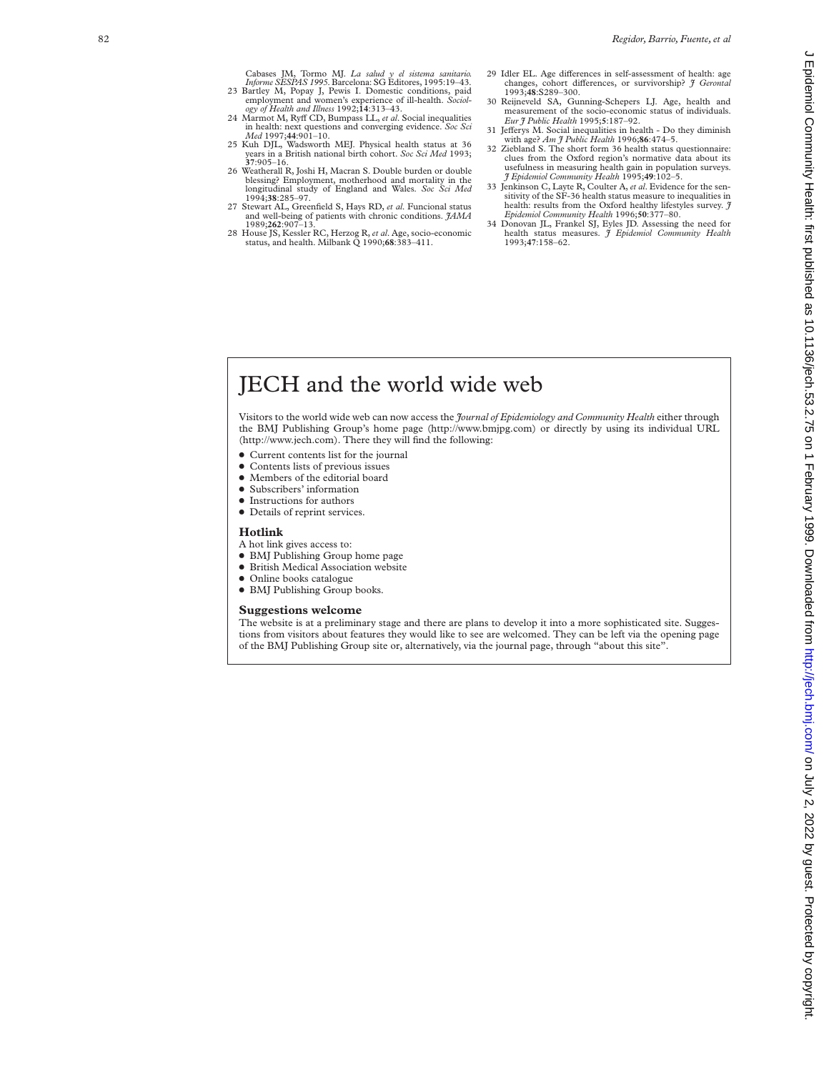Cabases JM, Tormo MJ. *La salud y el sistema sanitario. Informe SESPAS 1995.* Barcelona: SG Editores, 1995:19–43.

23 Bartley M, Popay J, Pewis I. Domestic conditions, paid employment and women's experience of ill-health. *Sociology of Health and Illness* 1992;**14**:313–43.

24 Marmot M, Ryff CD, Bumpass LL, *et al*. Social inequalities in health: next questions and converging evidence. *Soc Sci Med* 1997;**44**:901–10.

25 Kuh DJL, Wadsworth MEJ. Physical health status at 36 years in a British national birth cohort. *Soc Sci Med* 1993; **37**:905–16.

26 Weatherall R, Joshi H, Macran S. Double burden or double blessing? Employment, motherhood and mortality in the longitudinal study of England and Wales. *Soc Sci Med* 1994;**38**:285–97.

27 Stewart AL, Greenfield S, Hays RD, *et al.* Funcional status and well-being of patients with chronic conditions. *JAMA* 1989;**262**:907–13.

28 House JS, Kessler RC, Herzog R, *et al*. Age, socio-economic status, and health. Milbank Q 1990;**68**:383–411.

29 Idler EL. Age differences in self-assessment of health: age changes, cohort differences, or survivorship? *J Gerontal* 1993;**48**:S289–300.

30 Reijneveld SA, Gunning-Schepers LJ. Age, health and measurement of the socio-economic status of individuals. *Eur J Public Health* 1995;**5**:187–92.

31 Jefferys M. Social inequalities in health - Do they diminish with age? *Am J Public Health* 1996;**86**:474–5.

32 Ziebland S. The short form 36 health status questionnaire: clues from the Oxford region's normative data about its usefulness in measuring health gain in population surveys. *J Epidemiol Community Health* 1995;**49**:102–5.

33 Jenkinson C, Layte R, Coulter A, *et al*. Evidence for the sensitivity of the SF-36 health status measure to inequalities in health: results from the Oxford healthy lifestyles survey. *J Epidemiol Community Health* 1996;**50**:377–80.

34 Donovan JL, Frankel SJ, Eyles JD. Assessing the need for health status measures. *J Epidemiol Community Health* 1993;**47**:158–62.

# JECH and the world wide web

Visitors to the world wide web can now access the *Journal of Epidemiology and Community Health* either through the BMJ Publishing Group's home page (http://www.bmjpg.com) or directly by using its individual URL (http://www.jech.com). There they will find the following:

- Current contents list for the journal
- Contents lists of previous issues
- Members of the editorial board
- Subscribers' information
- Instructions for authors
- Details of reprint services.

### Hotlink

A hot link gives access to:

- BMJ Publishing Group home page
- British Medical Association website
- Online books catalogue
- BMJ Publishing Group books.

### Suggestions welcome

The website is at a preliminary stage and there are plans to develop it into a more sophisticated site. Suggestions from visitors about features they would like to see are welcomed. They can be left via the opening page of the BMJ Publishing Group site or, alternatively, via the journal page, through "about this site".